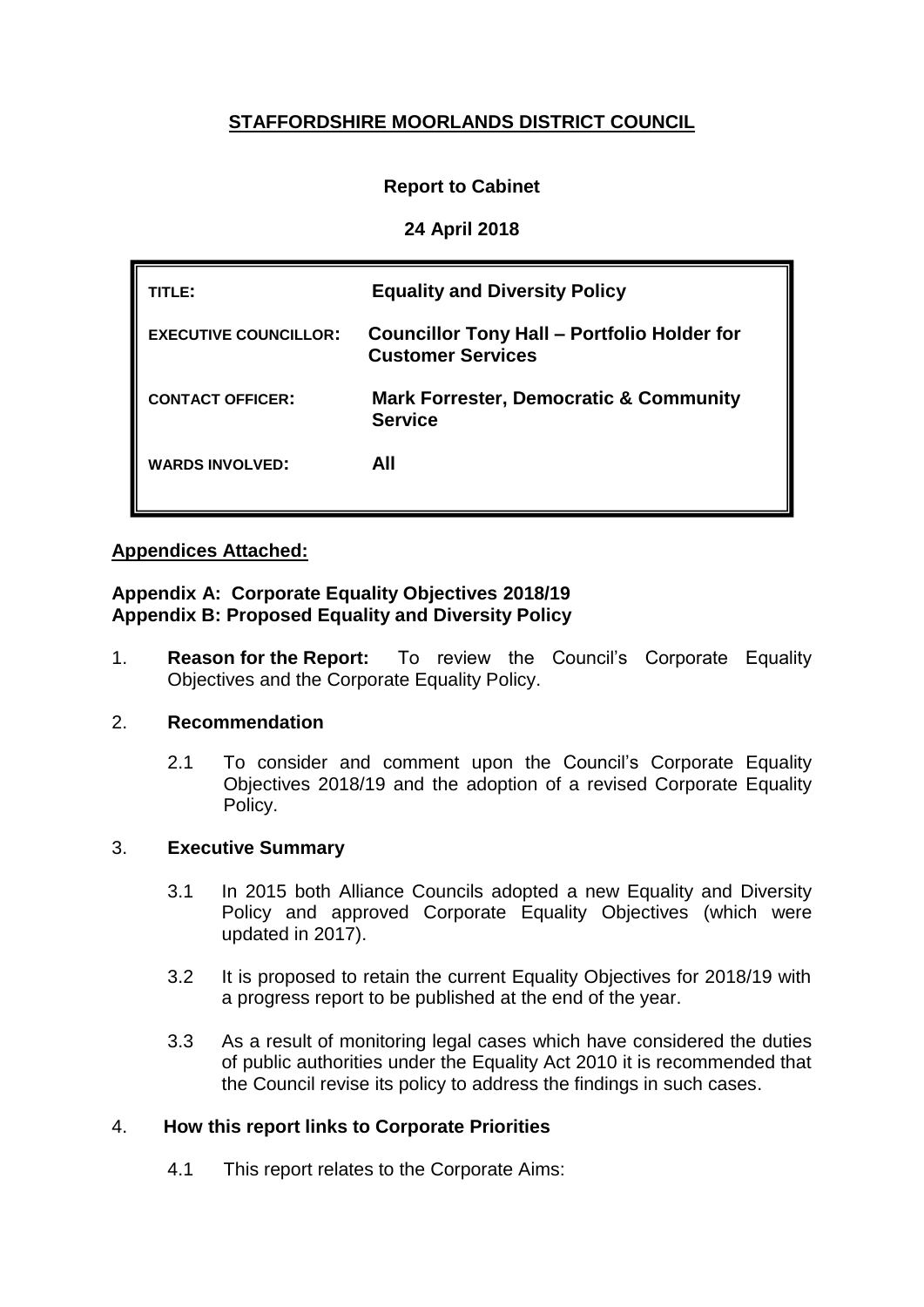# STAFFORDSHIRE MOORLANDS DISTRICT COUNCIL

**Report to Cabinet**

**24 April 2018**

| | |
|---|---|
| **TITLE:** | **Equality and Diversity Policy** |
| **EXECUTIVE COUNCILLOR:** | **Councillor Tony Hall – Portfolio Holder for Customer Services** |
| **CONTACT OFFICER:** | **Mark Forrester, Democratic & Community Service** |
| **WARDS INVOLVED:** | **All** |

## Appendices Attached:

**Appendix A: Corporate Equality Objectives 2018/19**
**Appendix B: Proposed Equality and Diversity Policy**

1. **Reason for the Report:** To review the Council's Corporate Equality Objectives and the Corporate Equality Policy.

2. **Recommendation**

   2.1 To consider and comment upon the Council's Corporate Equality Objectives 2018/19 and the adoption of a revised Corporate Equality Policy.

3. **Executive Summary**

   3.1 In 2015 both Alliance Councils adopted a new Equality and Diversity Policy and approved Corporate Equality Objectives (which were updated in 2017).

   3.2 It is proposed to retain the current Equality Objectives for 2018/19 with a progress report to be published at the end of the year.

   3.3 As a result of monitoring legal cases which have considered the duties of public authorities under the Equality Act 2010 it is recommended that the Council revise its policy to address the findings in such cases.

4. **How this report links to Corporate Priorities**

   4.1 This report relates to the Corporate Aims: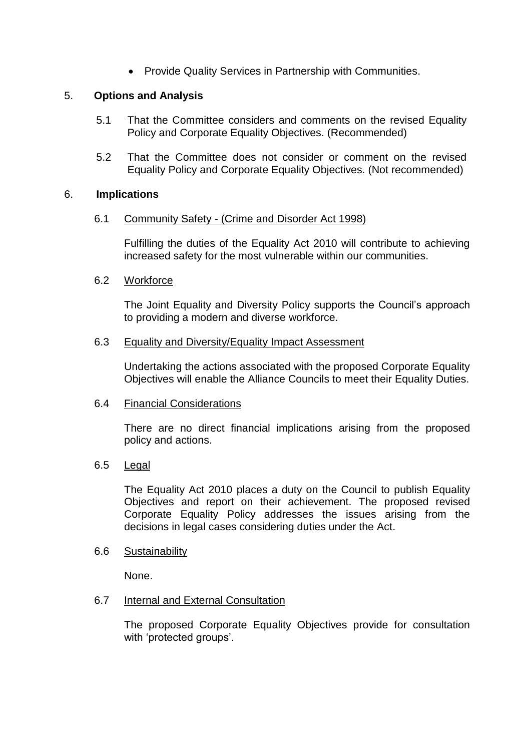- Provide Quality Services in Partnership with Communities.

## 5. Options and Analysis

5.1 That the Committee considers and comments on the revised Equality Policy and Corporate Equality Objectives. (Recommended)

5.2 That the Committee does not consider or comment on the revised Equality Policy and Corporate Equality Objectives. (Not recommended)

## 6. Implications

6.1 Community Safety - (Crime and Disorder Act 1998)

Fulfilling the duties of the Equality Act 2010 will contribute to achieving increased safety for the most vulnerable within our communities.

6.2 Workforce

The Joint Equality and Diversity Policy supports the Council's approach to providing a modern and diverse workforce.

6.3 Equality and Diversity/Equality Impact Assessment

Undertaking the actions associated with the proposed Corporate Equality Objectives will enable the Alliance Councils to meet their Equality Duties.

6.4 Financial Considerations

There are no direct financial implications arising from the proposed policy and actions.

6.5 Legal

The Equality Act 2010 places a duty on the Council to publish Equality Objectives and report on their achievement. The proposed revised Corporate Equality Policy addresses the issues arising from the decisions in legal cases considering duties under the Act.

6.6 Sustainability

None.

6.7 Internal and External Consultation

The proposed Corporate Equality Objectives provide for consultation with 'protected groups'.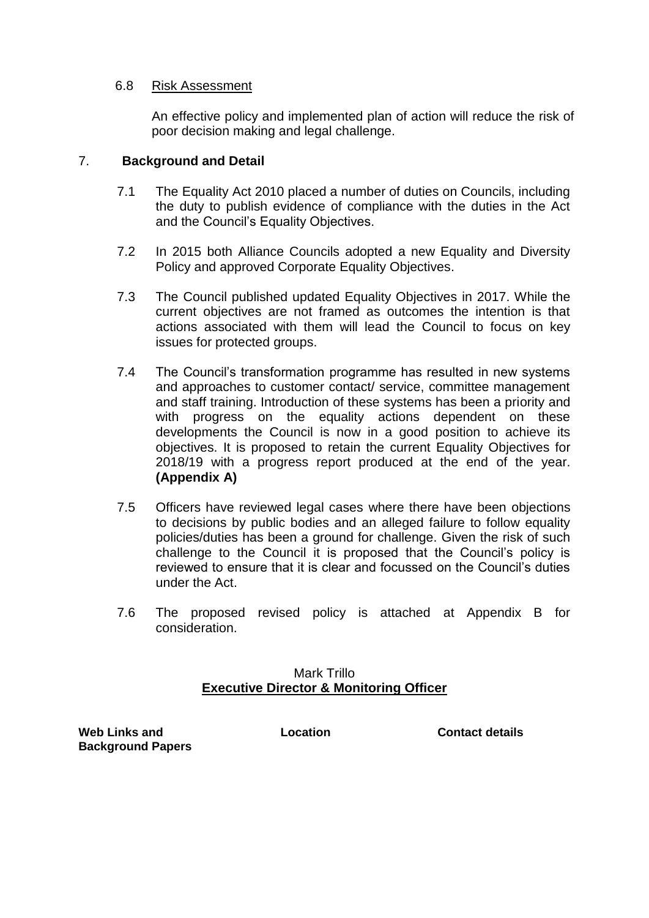6.8 Risk Assessment

An effective policy and implemented plan of action will reduce the risk of poor decision making and legal challenge.

## 7. Background and Detail

7.1 The Equality Act 2010 placed a number of duties on Councils, including the duty to publish evidence of compliance with the duties in the Act and the Council's Equality Objectives.

7.2 In 2015 both Alliance Councils adopted a new Equality and Diversity Policy and approved Corporate Equality Objectives.

7.3 The Council published updated Equality Objectives in 2017. While the current objectives are not framed as outcomes the intention is that actions associated with them will lead the Council to focus on key issues for protected groups.

7.4 The Council's transformation programme has resulted in new systems and approaches to customer contact/ service, committee management and staff training. Introduction of these systems has been a priority and with progress on the equality actions dependent on these developments the Council is now in a good position to achieve its objectives. It is proposed to retain the current Equality Objectives for 2018/19 with a progress report produced at the end of the year. **(Appendix A)**

7.5 Officers have reviewed legal cases where there have been objections to decisions by public bodies and an alleged failure to follow equality policies/duties has been a ground for challenge. Given the risk of such challenge to the Council it is proposed that the Council's policy is reviewed to ensure that it is clear and focussed on the Council's duties under the Act.

7.6 The proposed revised policy is attached at Appendix B for consideration.

Mark Trillo
**Executive Director & Monitoring Officer**

| Web Links and Background Papers | Location | Contact details |
| --- | --- | --- |